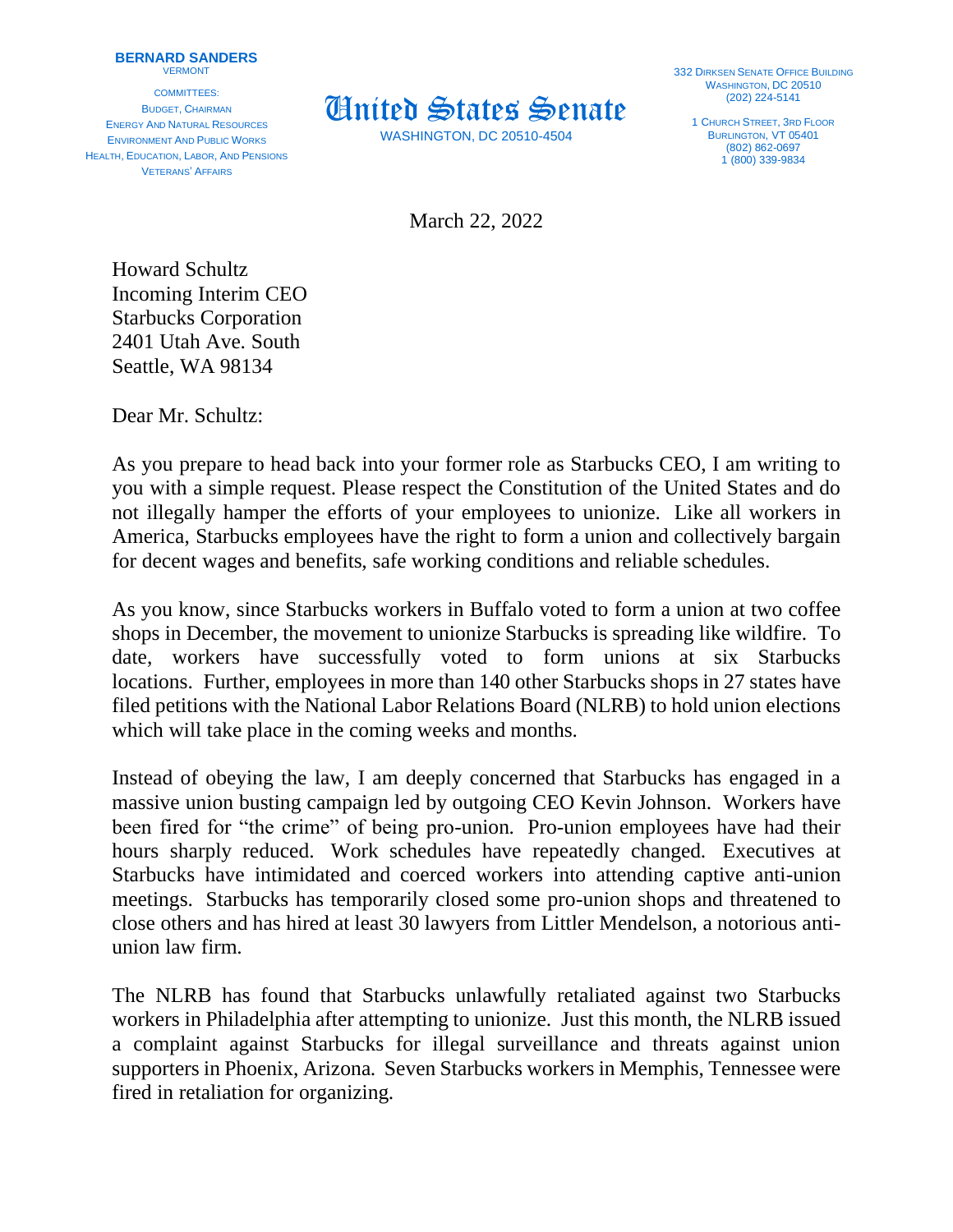**BERNARD SANDERS**
VERMONT

COMMITTEES:
BUDGET, CHAIRMAN
ENERGY AND NATURAL RESOURCES
ENVIRONMENT AND PUBLIC WORKS
HEALTH, EDUCATION, LABOR, AND PENSIONS
VETERANS' AFFAIRS

# United States Senate

WASHINGTON, DC 20510-4504

332 DIRKSEN SENATE OFFICE BUILDING
WASHINGTON, DC 20510
(202) 224-5141

1 CHURCH STREET, 3RD FLOOR
BURLINGTON, VT 05401
(802) 862-0697
1 (800) 339-9834

March 22, 2022

Howard Schultz
Incoming Interim CEO
Starbucks Corporation
2401 Utah Ave. South
Seattle, WA 98134

Dear Mr. Schultz:

As you prepare to head back into your former role as Starbucks CEO, I am writing to you with a simple request. Please respect the Constitution of the United States and do not illegally hamper the efforts of your employees to unionize. Like all workers in America, Starbucks employees have the right to form a union and collectively bargain for decent wages and benefits, safe working conditions and reliable schedules.

As you know, since Starbucks workers in Buffalo voted to form a union at two coffee shops in December, the movement to unionize Starbucks is spreading like wildfire. To date, workers have successfully voted to form unions at six Starbucks locations. Further, employees in more than 140 other Starbucks shops in 27 states have filed petitions with the National Labor Relations Board (NLRB) to hold union elections which will take place in the coming weeks and months.

Instead of obeying the law, I am deeply concerned that Starbucks has engaged in a massive union busting campaign led by outgoing CEO Kevin Johnson. Workers have been fired for "the crime" of being pro-union. Pro-union employees have had their hours sharply reduced. Work schedules have repeatedly changed. Executives at Starbucks have intimidated and coerced workers into attending captive anti-union meetings. Starbucks has temporarily closed some pro-union shops and threatened to close others and has hired at least 30 lawyers from Littler Mendelson, a notorious anti-union law firm.

The NLRB has found that Starbucks unlawfully retaliated against two Starbucks workers in Philadelphia after attempting to unionize. Just this month, the NLRB issued a complaint against Starbucks for illegal surveillance and threats against union supporters in Phoenix, Arizona. Seven Starbucks workers in Memphis, Tennessee were fired in retaliation for organizing.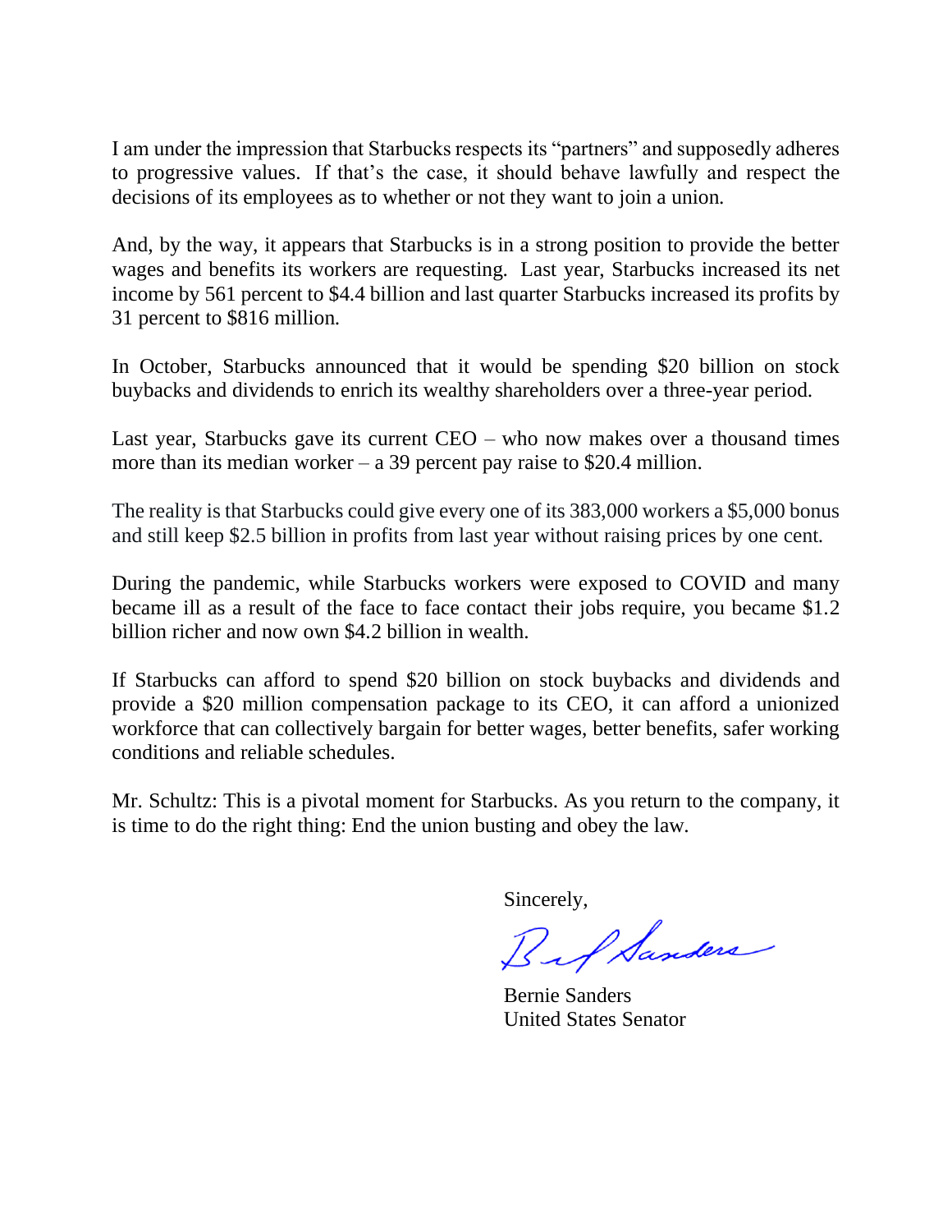I am under the impression that Starbucks respects its "partners" and supposedly adheres to progressive values. If that's the case, it should behave lawfully and respect the decisions of its employees as to whether or not they want to join a union.

And, by the way, it appears that Starbucks is in a strong position to provide the better wages and benefits its workers are requesting. Last year, Starbucks increased its net income by 561 percent to $4.4 billion and last quarter Starbucks increased its profits by 31 percent to $816 million.

In October, Starbucks announced that it would be spending $20 billion on stock buybacks and dividends to enrich its wealthy shareholders over a three-year period.

Last year, Starbucks gave its current CEO – who now makes over a thousand times more than its median worker – a 39 percent pay raise to $20.4 million.

The reality is that Starbucks could give every one of its 383,000 workers a $5,000 bonus and still keep $2.5 billion in profits from last year without raising prices by one cent.

During the pandemic, while Starbucks workers were exposed to COVID and many became ill as a result of the face to face contact their jobs require, you became $1.2 billion richer and now own $4.2 billion in wealth.

If Starbucks can afford to spend $20 billion on stock buybacks and dividends and provide a $20 million compensation package to its CEO, it can afford a unionized workforce that can collectively bargain for better wages, better benefits, safer working conditions and reliable schedules.

Mr. Schultz: This is a pivotal moment for Starbucks. As you return to the company, it is time to do the right thing: End the union busting and obey the law.

Sincerely,

Bernie Sanders
United States Senator